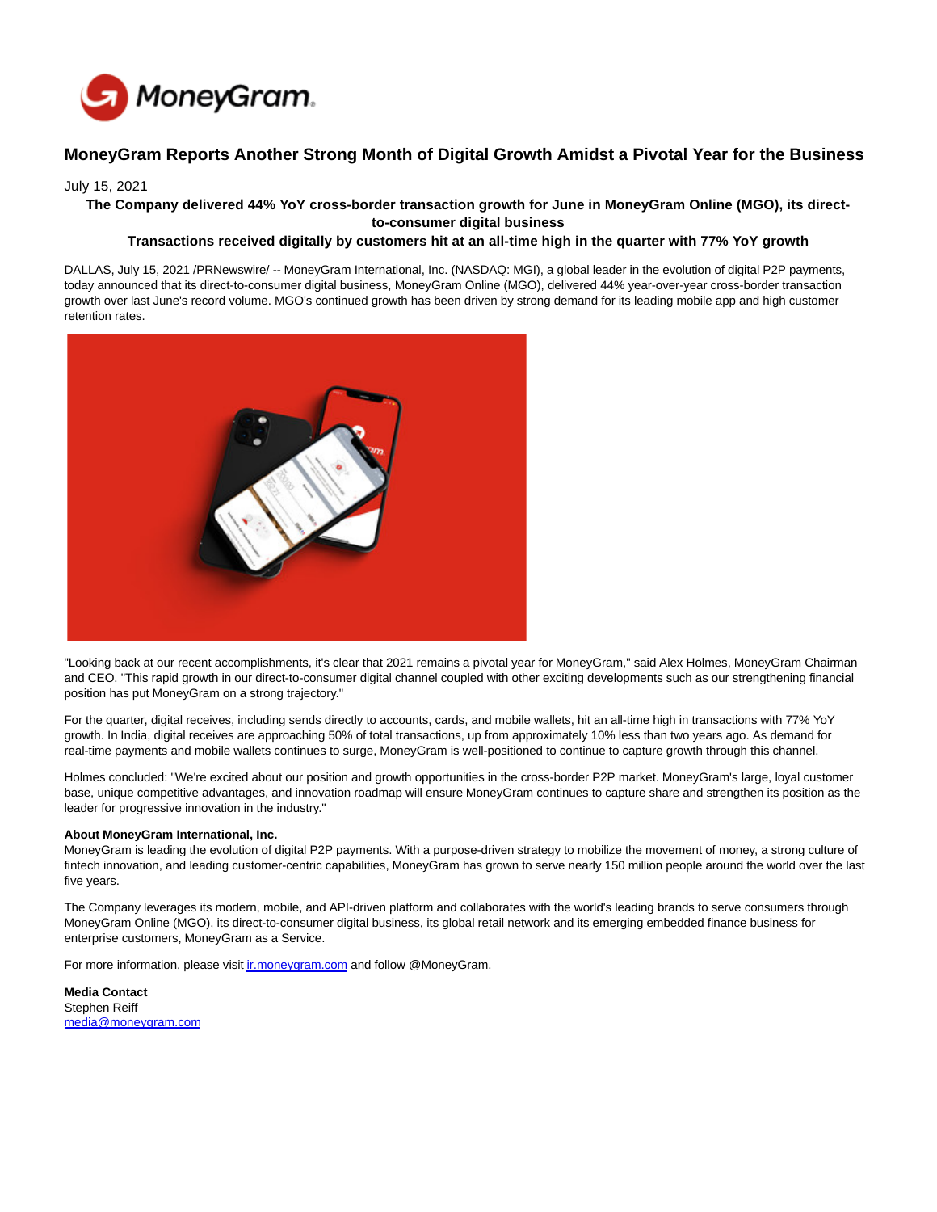# MoneyGram Reports Another Strong Month of Digital Growth Amidst a Pivotal Year for the Business

July 15, 2021

**The Company delivered 44% YoY cross-border transaction growth for June in MoneyGram Online (MGO), its direct-to-consumer digital business**

**Transactions received digitally by customers hit at an all-time high in the quarter with 77% YoY growth**

DALLAS, July 15, 2021 /PRNewswire/ -- MoneyGram International, Inc. (NASDAQ: MGI), a global leader in the evolution of digital P2P payments, today announced that its direct-to-consumer digital business, MoneyGram Online (MGO), delivered 44% year-over-year cross-border transaction growth over last June's record volume. MGO's continued growth has been driven by strong demand for its leading mobile app and high customer retention rates.

"Looking back at our recent accomplishments, it's clear that 2021 remains a pivotal year for MoneyGram," said Alex Holmes, MoneyGram Chairman and CEO. "This rapid growth in our direct-to-consumer digital channel coupled with other exciting developments such as our strengthening financial position has put MoneyGram on a strong trajectory."

For the quarter, digital receives, including sends directly to accounts, cards, and mobile wallets, hit an all-time high in transactions with 77% YoY growth. In India, digital receives are approaching 50% of total transactions, up from approximately 10% less than two years ago. As demand for real-time payments and mobile wallets continues to surge, MoneyGram is well-positioned to continue to capture growth through this channel.

Holmes concluded: "We're excited about our position and growth opportunities in the cross-border P2P market. MoneyGram's large, loyal customer base, unique competitive advantages, and innovation roadmap will ensure MoneyGram continues to capture share and strengthen its position as the leader for progressive innovation in the industry."

**About MoneyGram International, Inc.**

MoneyGram is leading the evolution of digital P2P payments. With a purpose-driven strategy to mobilize the movement of money, a strong culture of fintech innovation, and leading customer-centric capabilities, MoneyGram has grown to serve nearly 150 million people around the world over the last five years.

The Company leverages its modern, mobile, and API-driven platform and collaborates with the world's leading brands to serve consumers through MoneyGram Online (MGO), its direct-to-consumer digital business, its global retail network and its emerging embedded finance business for enterprise customers, MoneyGram as a Service.

For more information, please visit ir.moneygram.com and follow @MoneyGram.

**Media Contact**
Stephen Reiff
media@moneygram.com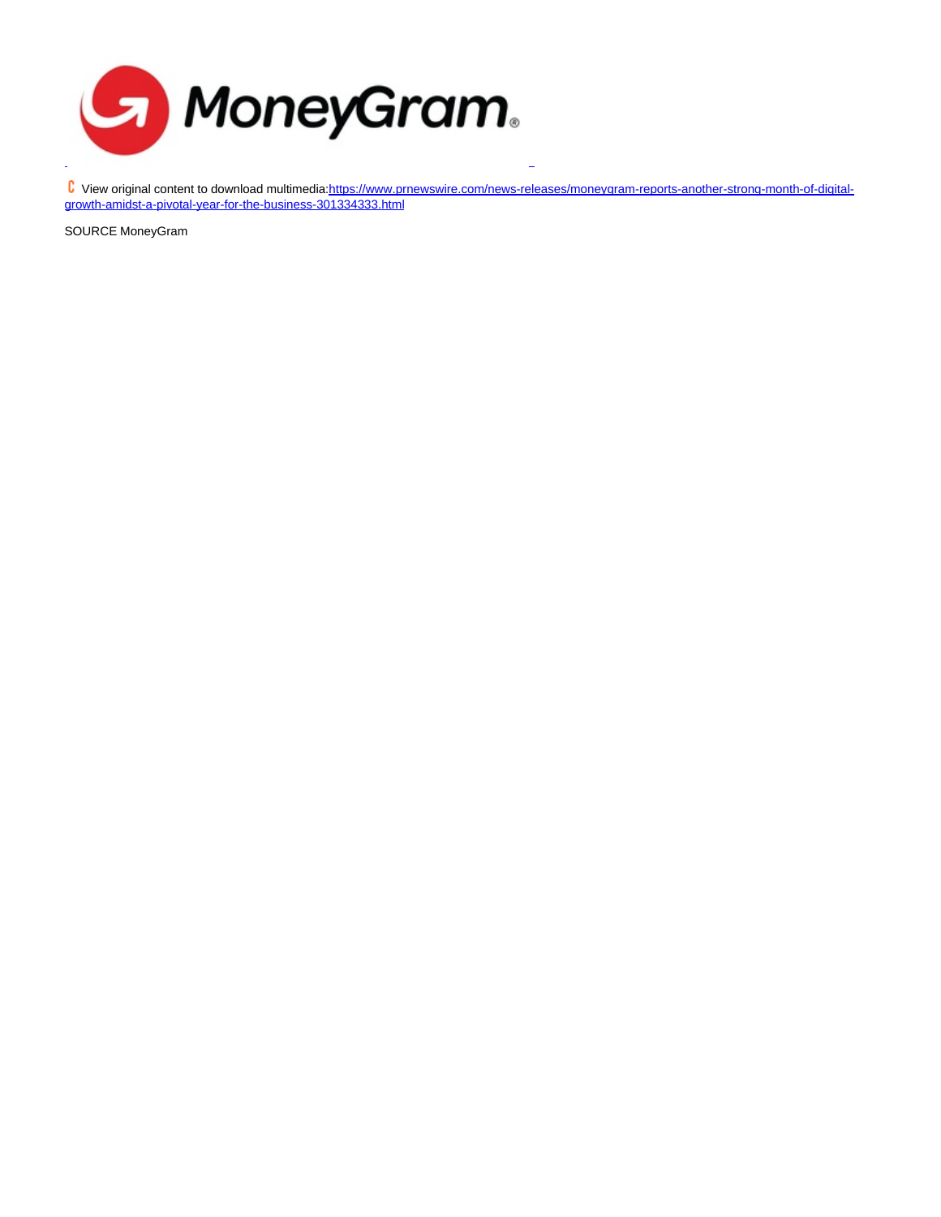View original content to download multimedia:https://www.prnewswire.com/news-releases/moneygram-reports-another-strong-month-of-digital-growth-amidst-a-pivotal-year-for-the-business-301334333.html

SOURCE MoneyGram